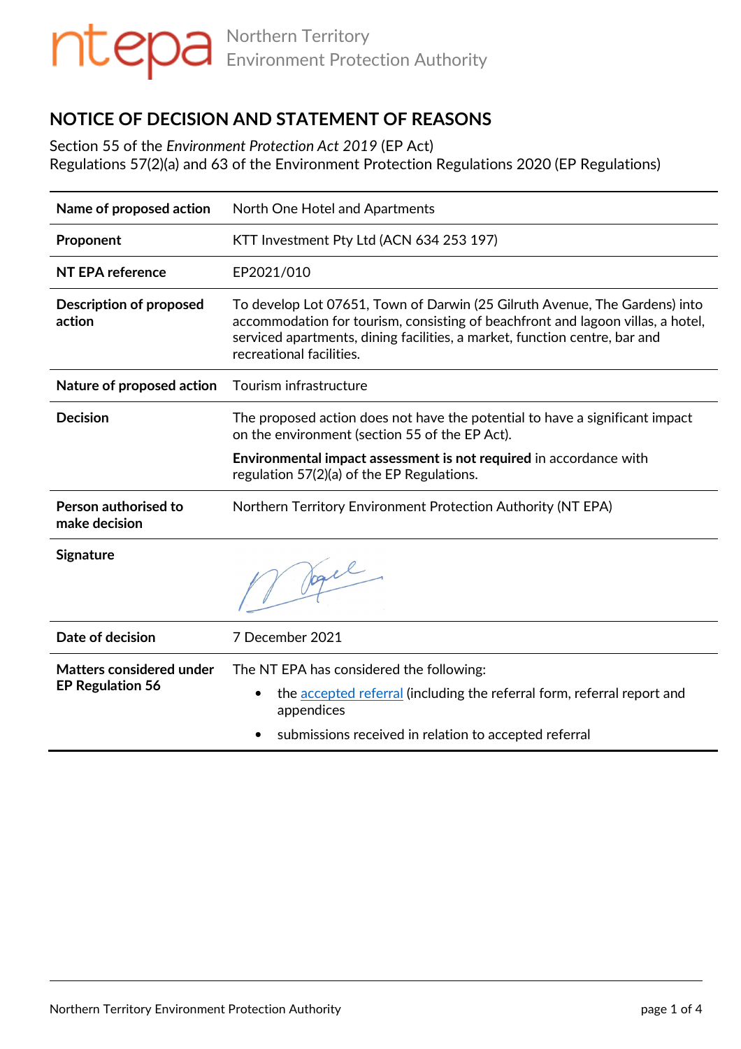ntepa Northern Territory Environment Protection Authority

# NOTICE OF DECISION AND STATEMENT OF REASONS

Section 55 of the *Environment Protection Act 2019* (EP Act)
Regulations 57(2)(a) and 63 of the Environment Protection Regulations 2020 (EP Regulations)

| | |
|---|---|
| **Name of proposed action** | North One Hotel and Apartments |
| **Proponent** | KTT Investment Pty Ltd (ACN 634 253 197) |
| **NT EPA reference** | EP2021/010 |
| **Description of proposed action** | To develop Lot 07651, Town of Darwin (25 Gilruth Avenue, The Gardens) into accommodation for tourism, consisting of beachfront and lagoon villas, a hotel, serviced apartments, dining facilities, a market, function centre, bar and recreational facilities. |
| **Nature of proposed action** | Tourism infrastructure |
| **Decision** | The proposed action does not have the potential to have a significant impact on the environment (section 55 of the EP Act).<br><br>**Environmental impact assessment is not required** in accordance with regulation 57(2)(a) of the EP Regulations. |
| **Person authorised to make decision** | Northern Territory Environment Protection Authority (NT EPA) |
| **Signature** | |
| **Date of decision** | 7 December 2021 |
| **Matters considered under EP Regulation 56** | The NT EPA has considered the following:<br>• the accepted referral (including the referral form, referral report and appendices<br>• submissions received in relation to accepted referral |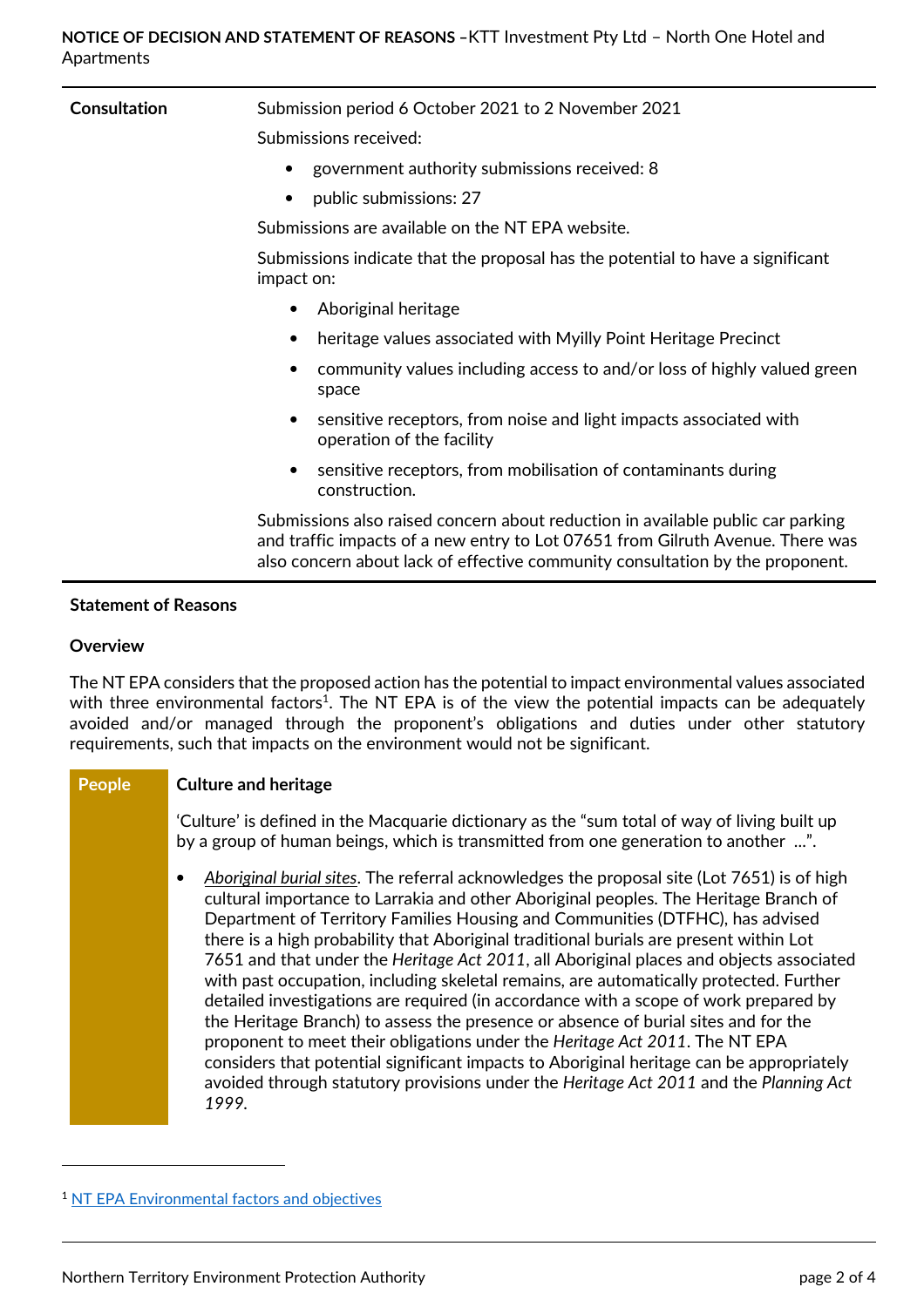| | |
|---|---|
| **Consultation** | Submission period 6 October 2021 to 2 November 2021<br><br>Submissions received:<br>• government authority submissions received: 8<br>• public submissions: 27<br><br>Submissions are available on the NT EPA website.<br><br>Submissions indicate that the proposal has the potential to have a significant impact on:<br>• Aboriginal heritage<br>• heritage values associated with Myilly Point Heritage Precinct<br>• community values including access to and/or loss of highly valued green space<br>• sensitive receptors, from noise and light impacts associated with operation of the facility<br>• sensitive receptors, from mobilisation of contaminants during construction.<br><br>Submissions also raised concern about reduction in available public car parking and traffic impacts of a new entry to Lot 07651 from Gilruth Avenue. There was also concern about lack of effective community consultation by the proponent. |

## Statement of Reasons

### Overview

The NT EPA considers that the proposed action has the potential to impact environmental values associated with three environmental factors[1]. The NT EPA is of the view the potential impacts can be adequately avoided and/or managed through the proponent's obligations and duties under other statutory requirements, such that impacts on the environment would not be significant.

**People**

### Culture and heritage

'Culture' is defined in the Macquarie dictionary as the "sum total of way of living built up by a group of human beings, which is transmitted from one generation to another ...".

- *Aboriginal burial sites*. The referral acknowledges the proposal site (Lot 7651) is of high cultural importance to Larrakia and other Aboriginal peoples. The Heritage Branch of Department of Territory Families Housing and Communities (DTFHC), has advised there is a high probability that Aboriginal traditional burials are present within Lot 7651 and that under the *Heritage Act 2011*, all Aboriginal places and objects associated with past occupation, including skeletal remains, are automatically protected. Further detailed investigations are required (in accordance with a scope of work prepared by the Heritage Branch) to assess the presence or absence of burial sites and for the proponent to meet their obligations under the *Heritage Act 2011*. The NT EPA considers that potential significant impacts to Aboriginal heritage can be appropriately avoided through statutory provisions under the *Heritage Act 2011* and the *Planning Act 1999*.

---

[1] NT EPA Environmental factors and objectives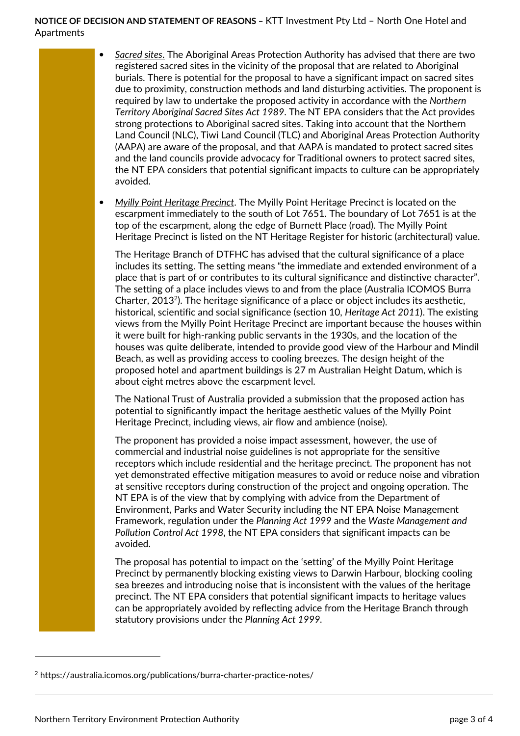- *Sacred sites*. The Aboriginal Areas Protection Authority has advised that there are two registered sacred sites in the vicinity of the proposal that are related to Aboriginal burials. There is potential for the proposal to have a significant impact on sacred sites due to proximity, construction methods and land disturbing activities. The proponent is required by law to undertake the proposed activity in accordance with the *Northern Territory Aboriginal Sacred Sites Act 1989*. The NT EPA considers that the Act provides strong protections to Aboriginal sacred sites. Taking into account that the Northern Land Council (NLC), Tiwi Land Council (TLC) and Aboriginal Areas Protection Authority (AAPA) are aware of the proposal, and that AAPA is mandated to protect sacred sites and the land councils provide advocacy for Traditional owners to protect sacred sites, the NT EPA considers that potential significant impacts to culture can be appropriately avoided.

- *Myilly Point Heritage Precinct*. The Myilly Point Heritage Precinct is located on the escarpment immediately to the south of Lot 7651. The boundary of Lot 7651 is at the top of the escarpment, along the edge of Burnett Place (road). The Myilly Point Heritage Precinct is listed on the NT Heritage Register for historic (architectural) value.

  The Heritage Branch of DTFHC has advised that the cultural significance of a place includes its setting. The setting means "the immediate and extended environment of a place that is part of or contributes to its cultural significance and distinctive character". The setting of a place includes views to and from the place (Australia ICOMOS Burra Charter, 2013[2]). The heritage significance of a place or object includes its aesthetic, historical, scientific and social significance (section 10, *Heritage Act 2011*). The existing views from the Myilly Point Heritage Precinct are important because the houses within it were built for high-ranking public servants in the 1930s, and the location of the houses was quite deliberate, intended to provide good view of the Harbour and Mindil Beach, as well as providing access to cooling breezes. The design height of the proposed hotel and apartment buildings is 27 m Australian Height Datum, which is about eight metres above the escarpment level.

  The National Trust of Australia provided a submission that the proposed action has potential to significantly impact the heritage aesthetic values of the Myilly Point Heritage Precinct, including views, air flow and ambience (noise).

  The proponent has provided a noise impact assessment, however, the use of commercial and industrial noise guidelines is not appropriate for the sensitive receptors which include residential and the heritage precinct. The proponent has not yet demonstrated effective mitigation measures to avoid or reduce noise and vibration at sensitive receptors during construction of the project and ongoing operation. The NT EPA is of the view that by complying with advice from the Department of Environment, Parks and Water Security including the NT EPA Noise Management Framework, regulation under the *Planning Act 1999* and the *Waste Management and Pollution Control Act 1998*, the NT EPA considers that significant impacts can be avoided.

  The proposal has potential to impact on the 'setting' of the Myilly Point Heritage Precinct by permanently blocking existing views to Darwin Harbour, blocking cooling sea breezes and introducing noise that is inconsistent with the values of the heritage precinct. The NT EPA considers that potential significant impacts to heritage values can be appropriately avoided by reflecting advice from the Heritage Branch through statutory provisions under the *Planning Act 1999*.

---

[2] https://australia.icomos.org/publications/burra-charter-practice-notes/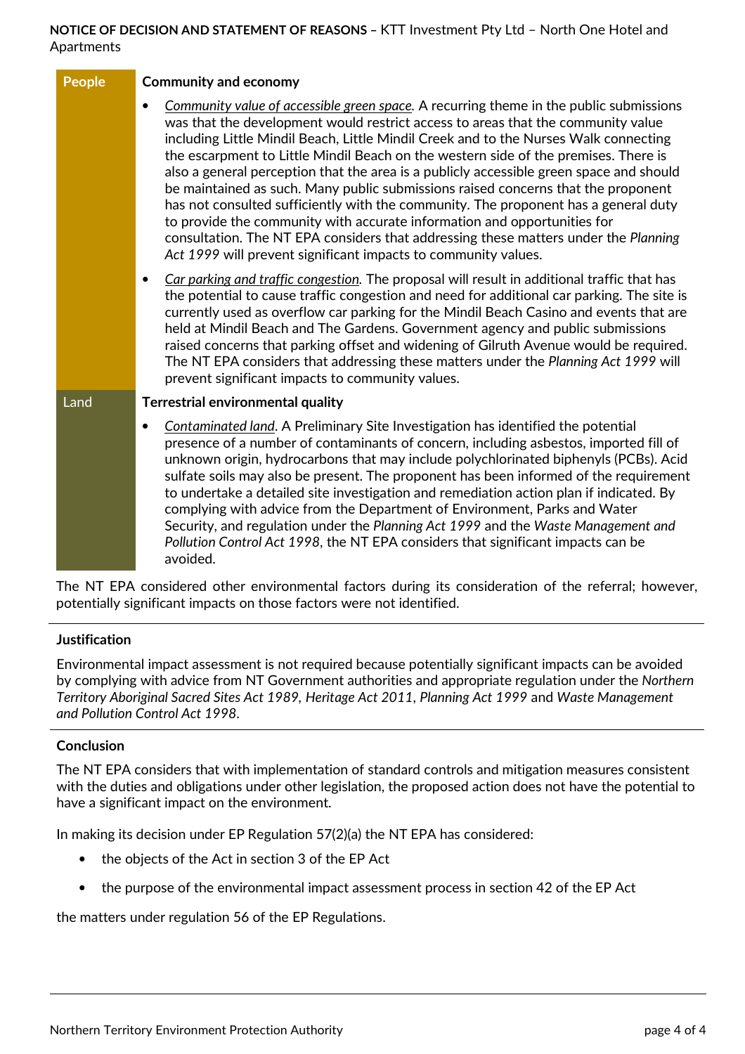| | | |
|---|---|---|
| **People** | **Community and economy** | |
| | | • *Community value of accessible green space.* A recurring theme in the public submissions was that the development would restrict access to areas that the community value including Little Mindil Beach, Little Mindil Creek and to the Nurses Walk connecting the escarpment to Little Mindil Beach on the western side of the premises. There is also a general perception that the area is a publicly accessible green space and should be maintained as such. Many public submissions raised concerns that the proponent has not consulted sufficiently with the community. The proponent has a general duty to provide the community with accurate information and opportunities for consultation. The NT EPA considers that addressing these matters under the *Planning Act 1999* will prevent significant impacts to community values. |
| | | • *Car parking and traffic congestion.* The proposal will result in additional traffic that has the potential to cause traffic congestion and need for additional car parking. The site is currently used as overflow car parking for the Mindil Beach Casino and events that are held at Mindil Beach and The Gardens. Government agency and public submissions raised concerns that parking offset and widening of Gilruth Avenue would be required. The NT EPA considers that addressing these matters under the *Planning Act 1999* will prevent significant impacts to community values. |
| Land | **Terrestrial environmental quality** | |
| | | • *Contaminated land.* A Preliminary Site Investigation has identified the potential presence of a number of contaminants of concern, including asbestos, imported fill of unknown origin, hydrocarbons that may include polychlorinated biphenyls (PCBs). Acid sulfate soils may also be present. The proponent has been informed of the requirement to undertake a detailed site investigation and remediation action plan if indicated. By complying with advice from the Department of Environment, Parks and Water Security, and regulation under the *Planning Act 1999* and the *Waste Management and Pollution Control Act 1998*, the NT EPA considers that significant impacts can be avoided. |

The NT EPA considered other environmental factors during its consideration of the referral; however, potentially significant impacts on those factors were not identified.

**Justification**

Environmental impact assessment is not required because potentially significant impacts can be avoided by complying with advice from NT Government authorities and appropriate regulation under the *Northern Territory Aboriginal Sacred Sites Act 1989*, *Heritage Act 2011*, *Planning Act 1999* and *Waste Management and Pollution Control Act 1998*.

**Conclusion**

The NT EPA considers that with implementation of standard controls and mitigation measures consistent with the duties and obligations under other legislation, the proposed action does not have the potential to have a significant impact on the environment.

In making its decision under EP Regulation 57(2)(a) the NT EPA has considered:

- the objects of the Act in section 3 of the EP Act
- the purpose of the environmental impact assessment process in section 42 of the EP Act

the matters under regulation 56 of the EP Regulations.